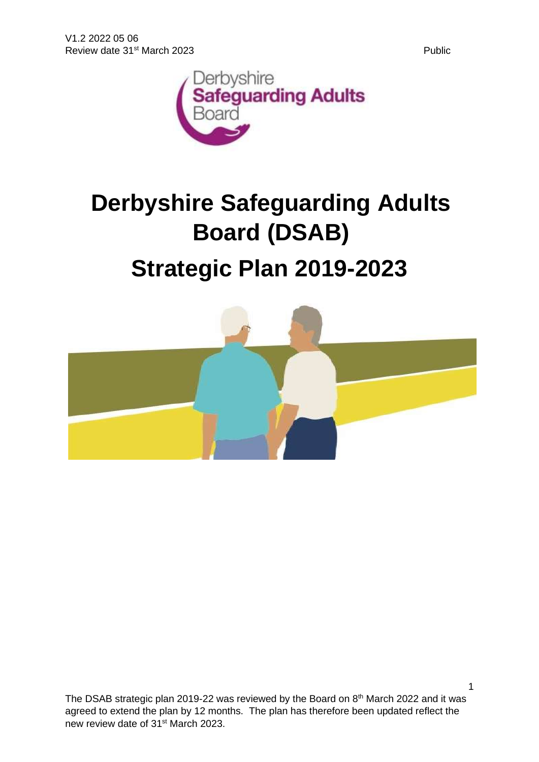V1.2 2022 05 06
Review date 31st March 2023

Public

# Derbyshire Safeguarding Adults Board (DSAB)

# Strategic Plan 2019-2023

The DSAB strategic plan 2019-22 was reviewed by the Board on 8th March 2022 and it was agreed to extend the plan by 12 months. The plan has therefore been updated reflect the new review date of 31st March 2023.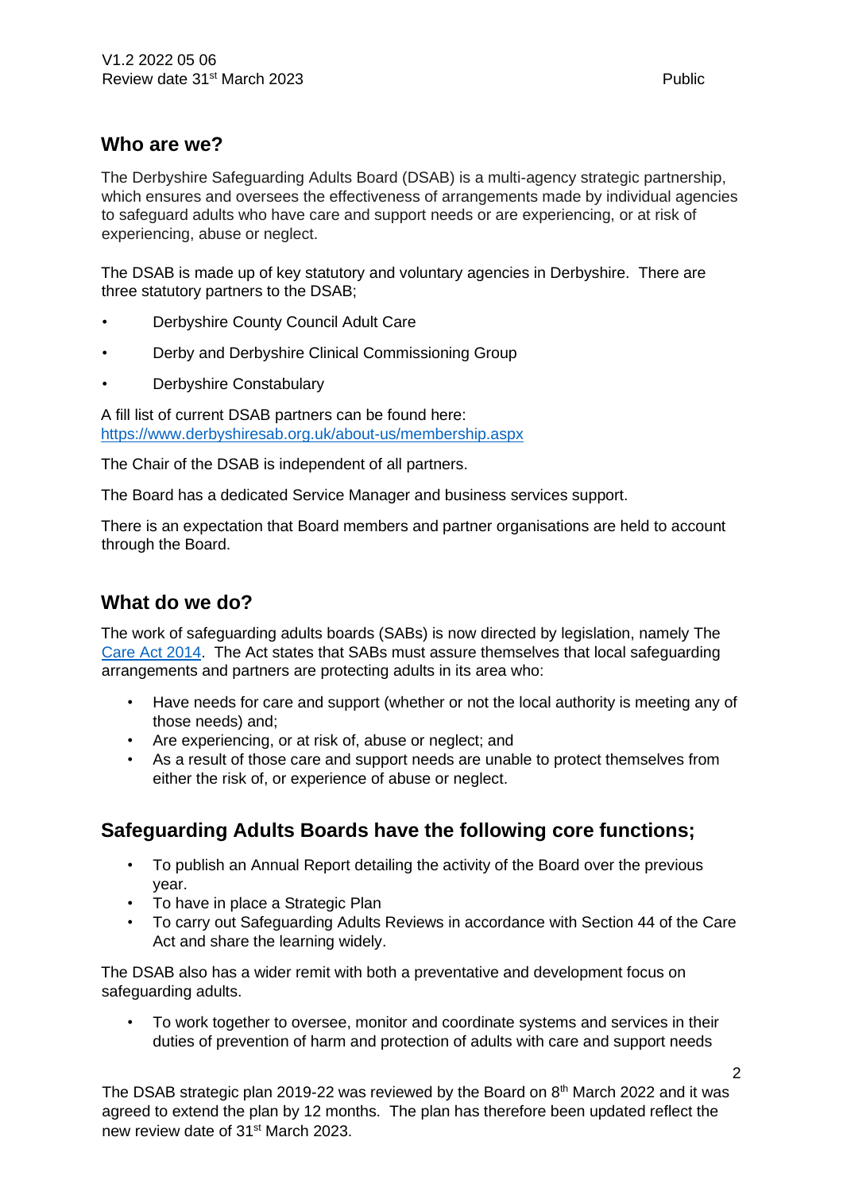## Who are we?

The Derbyshire Safeguarding Adults Board (DSAB) is a multi-agency strategic partnership, which ensures and oversees the effectiveness of arrangements made by individual agencies to safeguard adults who have care and support needs or are experiencing, or at risk of experiencing, abuse or neglect.

The DSAB is made up of key statutory and voluntary agencies in Derbyshire. There are three statutory partners to the DSAB;

- Derbyshire County Council Adult Care
- Derby and Derbyshire Clinical Commissioning Group
- Derbyshire Constabulary

A fill list of current DSAB partners can be found here: https://www.derbyshiresab.org.uk/about-us/membership.aspx

The Chair of the DSAB is independent of all partners.

The Board has a dedicated Service Manager and business services support.

There is an expectation that Board members and partner organisations are held to account through the Board.

## What do we do?

The work of safeguarding adults boards (SABs) is now directed by legislation, namely The Care Act 2014. The Act states that SABs must assure themselves that local safeguarding arrangements and partners are protecting adults in its area who:

- Have needs for care and support (whether or not the local authority is meeting any of those needs) and;
- Are experiencing, or at risk of, abuse or neglect; and
- As a result of those care and support needs are unable to protect themselves from either the risk of, or experience of abuse or neglect.

## Safeguarding Adults Boards have the following core functions;

- To publish an Annual Report detailing the activity of the Board over the previous year.
- To have in place a Strategic Plan
- To carry out Safeguarding Adults Reviews in accordance with Section 44 of the Care Act and share the learning widely.

The DSAB also has a wider remit with both a preventative and development focus on safeguarding adults.

- To work together to oversee, monitor and coordinate systems and services in their duties of prevention of harm and protection of adults with care and support needs

The DSAB strategic plan 2019-22 was reviewed by the Board on 8th March 2022 and it was agreed to extend the plan by 12 months. The plan has therefore been updated reflect the new review date of 31st March 2023.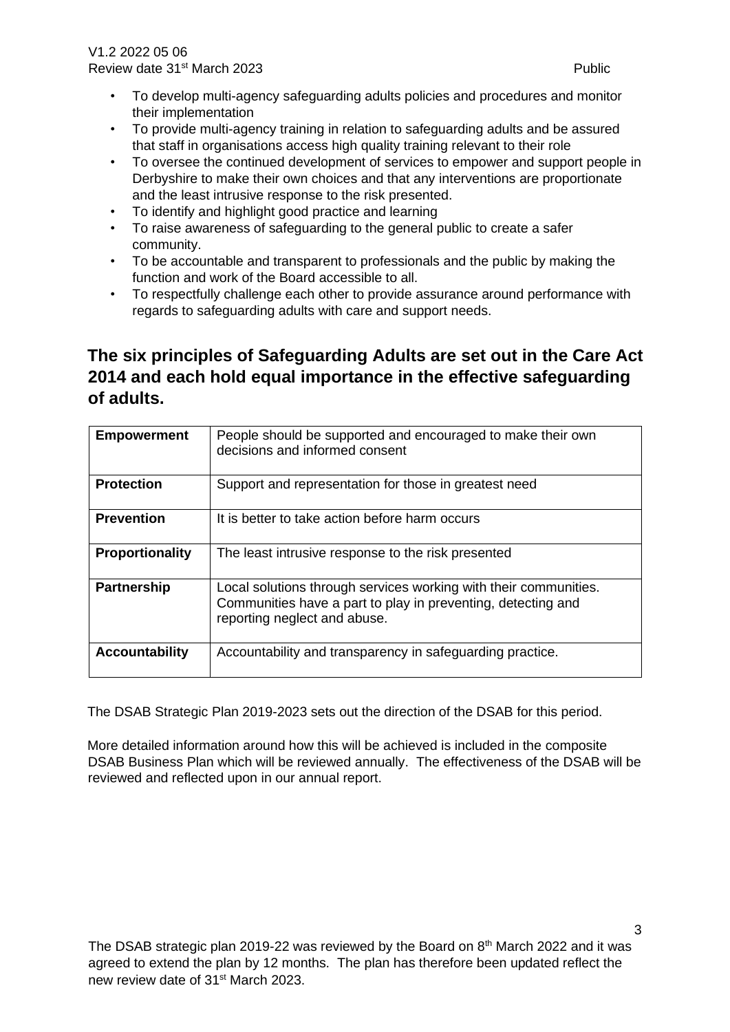- To develop multi-agency safeguarding adults policies and procedures and monitor their implementation
- To provide multi-agency training in relation to safeguarding adults and be assured that staff in organisations access high quality training relevant to their role
- To oversee the continued development of services to empower and support people in Derbyshire to make their own choices and that any interventions are proportionate and the least intrusive response to the risk presented.
- To identify and highlight good practice and learning
- To raise awareness of safeguarding to the general public to create a safer community.
- To be accountable and transparent to professionals and the public by making the function and work of the Board accessible to all.
- To respectfully challenge each other to provide assurance around performance with regards to safeguarding adults with care and support needs.

## The six principles of Safeguarding Adults are set out in the Care Act 2014 and each hold equal importance in the effective safeguarding of adults.

| | |
|---|---|
| **Empowerment** | People should be supported and encouraged to make their own decisions and informed consent |
| **Protection** | Support and representation for those in greatest need |
| **Prevention** | It is better to take action before harm occurs |
| **Proportionality** | The least intrusive response to the risk presented |
| **Partnership** | Local solutions through services working with their communities. Communities have a part to play in preventing, detecting and reporting neglect and abuse. |
| **Accountability** | Accountability and transparency in safeguarding practice. |

The DSAB Strategic Plan 2019-2023 sets out the direction of the DSAB for this period.

More detailed information around how this will be achieved is included in the composite DSAB Business Plan which will be reviewed annually. The effectiveness of the DSAB will be reviewed and reflected upon in our annual report.

The DSAB strategic plan 2019-22 was reviewed by the Board on 8th March 2022 and it was agreed to extend the plan by 12 months. The plan has therefore been updated reflect the new review date of 31st March 2023.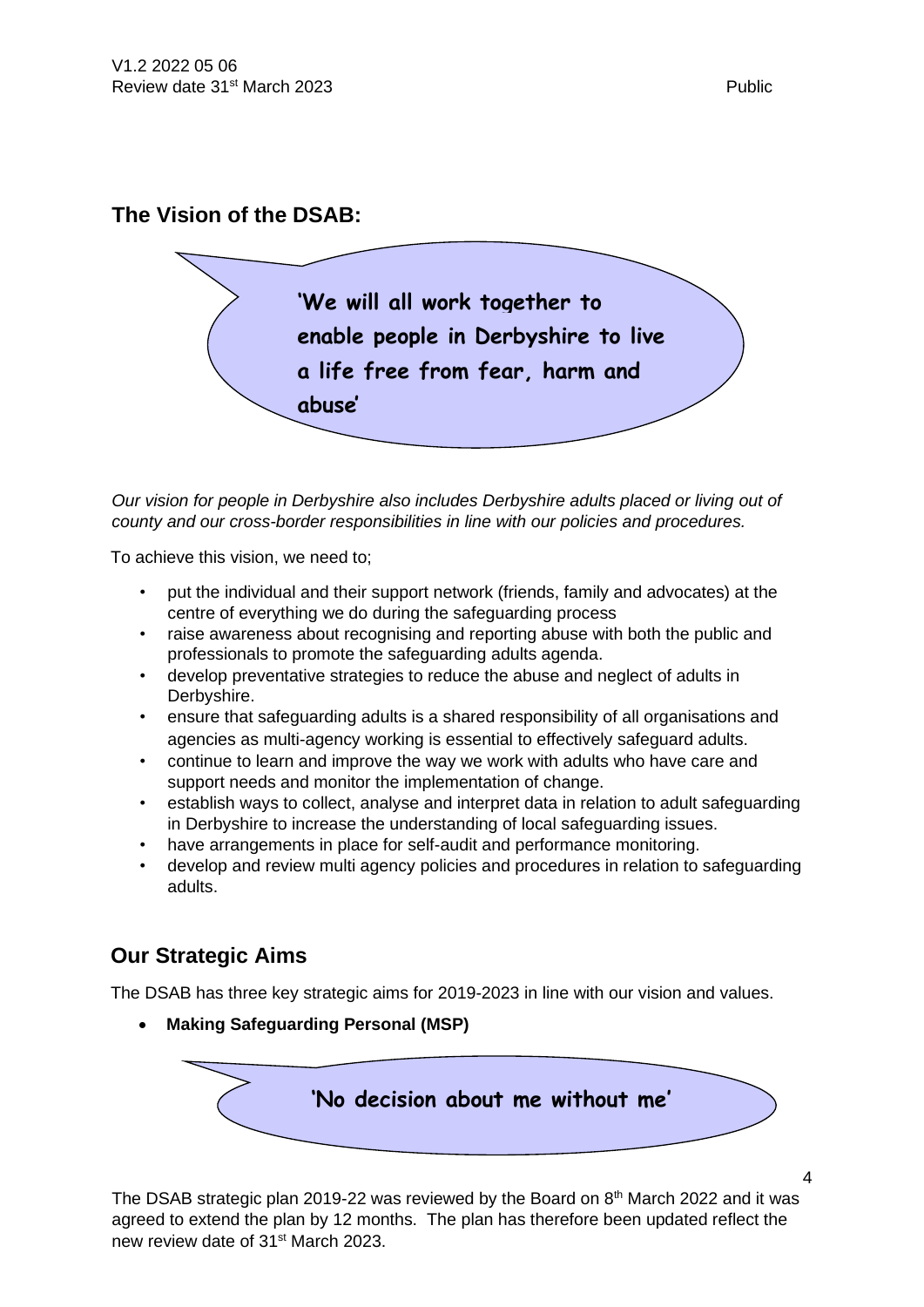## The Vision of the DSAB:

> **'We will all work together to enable people in Derbyshire to live a life free from fear, harm and abuse'**

*Our vision for people in Derbyshire also includes Derbyshire adults placed or living out of county and our cross-border responsibilities in line with our policies and procedures.*

To achieve this vision, we need to;

- put the individual and their support network (friends, family and advocates) at the centre of everything we do during the safeguarding process
- raise awareness about recognising and reporting abuse with both the public and professionals to promote the safeguarding adults agenda.
- develop preventative strategies to reduce the abuse and neglect of adults in Derbyshire.
- ensure that safeguarding adults is a shared responsibility of all organisations and agencies as multi-agency working is essential to effectively safeguard adults.
- continue to learn and improve the way we work with adults who have care and support needs and monitor the implementation of change.
- establish ways to collect, analyse and interpret data in relation to adult safeguarding in Derbyshire to increase the understanding of local safeguarding issues.
- have arrangements in place for self-audit and performance monitoring.
- develop and review multi agency policies and procedures in relation to safeguarding adults.

## Our Strategic Aims

The DSAB has three key strategic aims for 2019-2023 in line with our vision and values.

- **Making Safeguarding Personal (MSP)**

> **'No decision about me without me'**

The DSAB strategic plan 2019-22 was reviewed by the Board on 8th March 2022 and it was agreed to extend the plan by 12 months. The plan has therefore been updated reflect the new review date of 31st March 2023.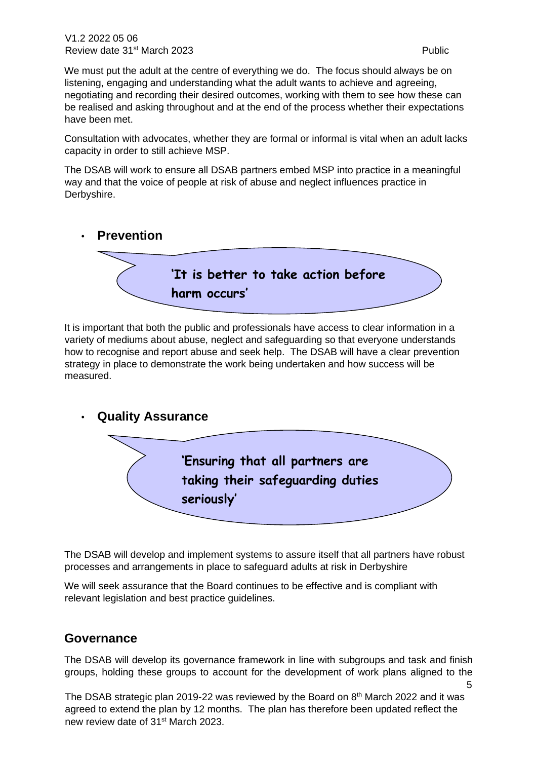We must put the adult at the centre of everything we do. The focus should always be on listening, engaging and understanding what the adult wants to achieve and agreeing, negotiating and recording their desired outcomes, working with them to see how these can be realised and asking throughout and at the end of the process whether their expectations have been met.

Consultation with advocates, whether they are formal or informal is vital when an adult lacks capacity in order to still achieve MSP.

The DSAB will work to ensure all DSAB partners embed MSP into practice in a meaningful way and that the voice of people at risk of abuse and neglect influences practice in Derbyshire.

- **Prevention**

**'It is better to take action before harm occurs'**

It is important that both the public and professionals have access to clear information in a variety of mediums about abuse, neglect and safeguarding so that everyone understands how to recognise and report abuse and seek help. The DSAB will have a clear prevention strategy in place to demonstrate the work being undertaken and how success will be measured.

- **Quality Assurance**

**'Ensuring that all partners are taking their safeguarding duties seriously'**

The DSAB will develop and implement systems to assure itself that all partners have robust processes and arrangements in place to safeguard adults at risk in Derbyshire

We will seek assurance that the Board continues to be effective and is compliant with relevant legislation and best practice guidelines.

## Governance

The DSAB will develop its governance framework in line with subgroups and task and finish groups, holding these groups to account for the development of work plans aligned to the

The DSAB strategic plan 2019-22 was reviewed by the Board on 8th March 2022 and it was agreed to extend the plan by 12 months. The plan has therefore been updated reflect the new review date of 31st March 2023.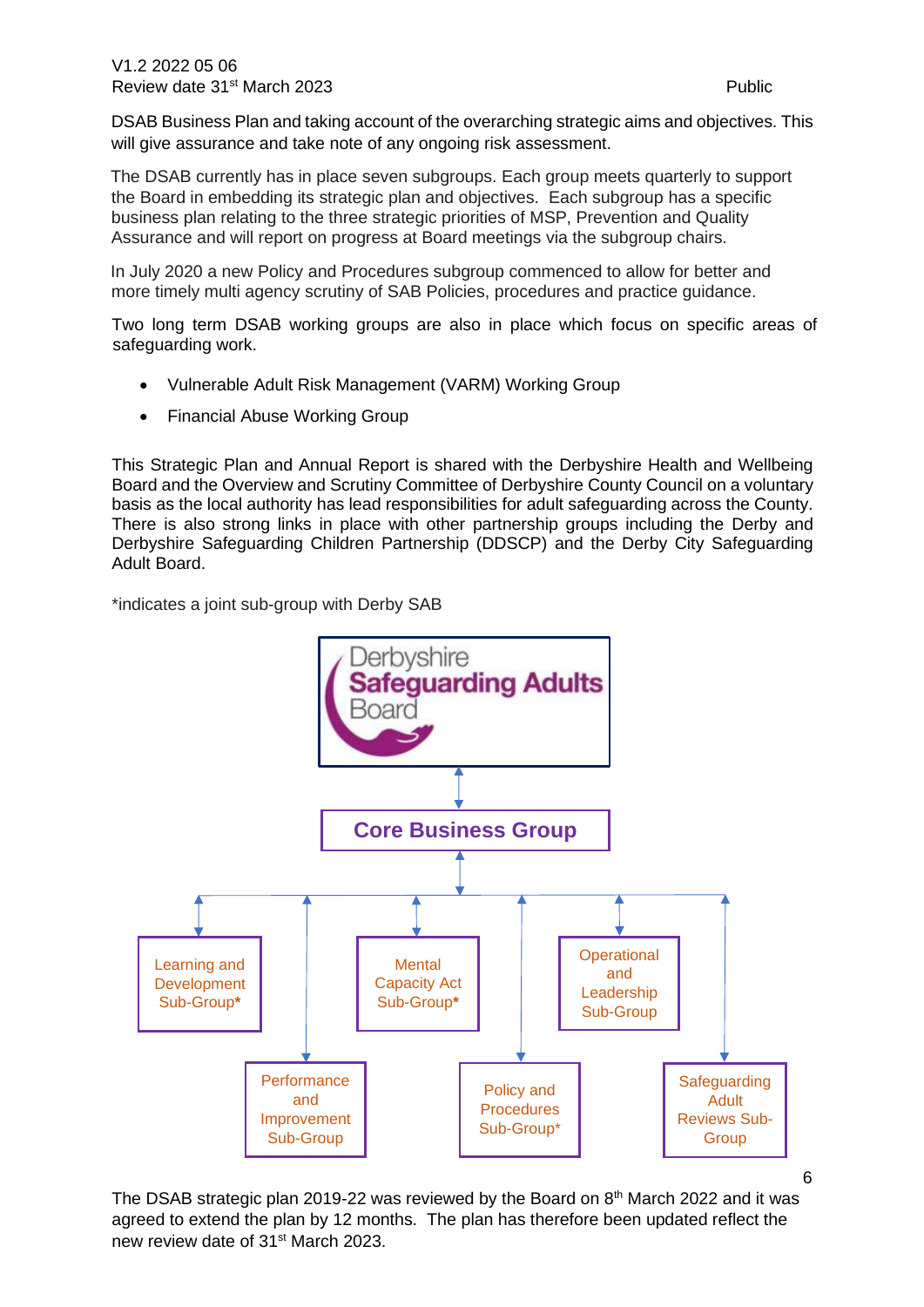DSAB Business Plan and taking account of the overarching strategic aims and objectives. This will give assurance and take note of any ongoing risk assessment.

The DSAB currently has in place seven subgroups. Each group meets quarterly to support the Board in embedding its strategic plan and objectives. Each subgroup has a specific business plan relating to the three strategic priorities of MSP, Prevention and Quality Assurance and will report on progress at Board meetings via the subgroup chairs.

In July 2020 a new Policy and Procedures subgroup commenced to allow for better and more timely multi agency scrutiny of SAB Policies, procedures and practice guidance.

Two long term DSAB working groups are also in place which focus on specific areas of safeguarding work.

- Vulnerable Adult Risk Management (VARM) Working Group
- Financial Abuse Working Group

This Strategic Plan and Annual Report is shared with the Derbyshire Health and Wellbeing Board and the Overview and Scrutiny Committee of Derbyshire County Council on a voluntary basis as the local authority has lead responsibilities for adult safeguarding across the County. There is also strong links in place with other partnership groups including the Derby and Derbyshire Safeguarding Children Partnership (DDSCP) and the Derby City Safeguarding Adult Board.

*indicates a joint sub-group with Derby SAB

Derbyshire Safeguarding Adults Board

Core Business Group

- Learning and Development Sub-Group*
- Performance and Improvement Sub-Group
- Mental Capacity Act Sub-Group*
- Policy and Procedures Sub-Group*
- Operational and Leadership Sub-Group
- Safeguarding Adult Reviews Sub-Group

The DSAB strategic plan 2019-22 was reviewed by the Board on 8th March 2022 and it was agreed to extend the plan by 12 months. The plan has therefore been updated reflect the new review date of 31st March 2023.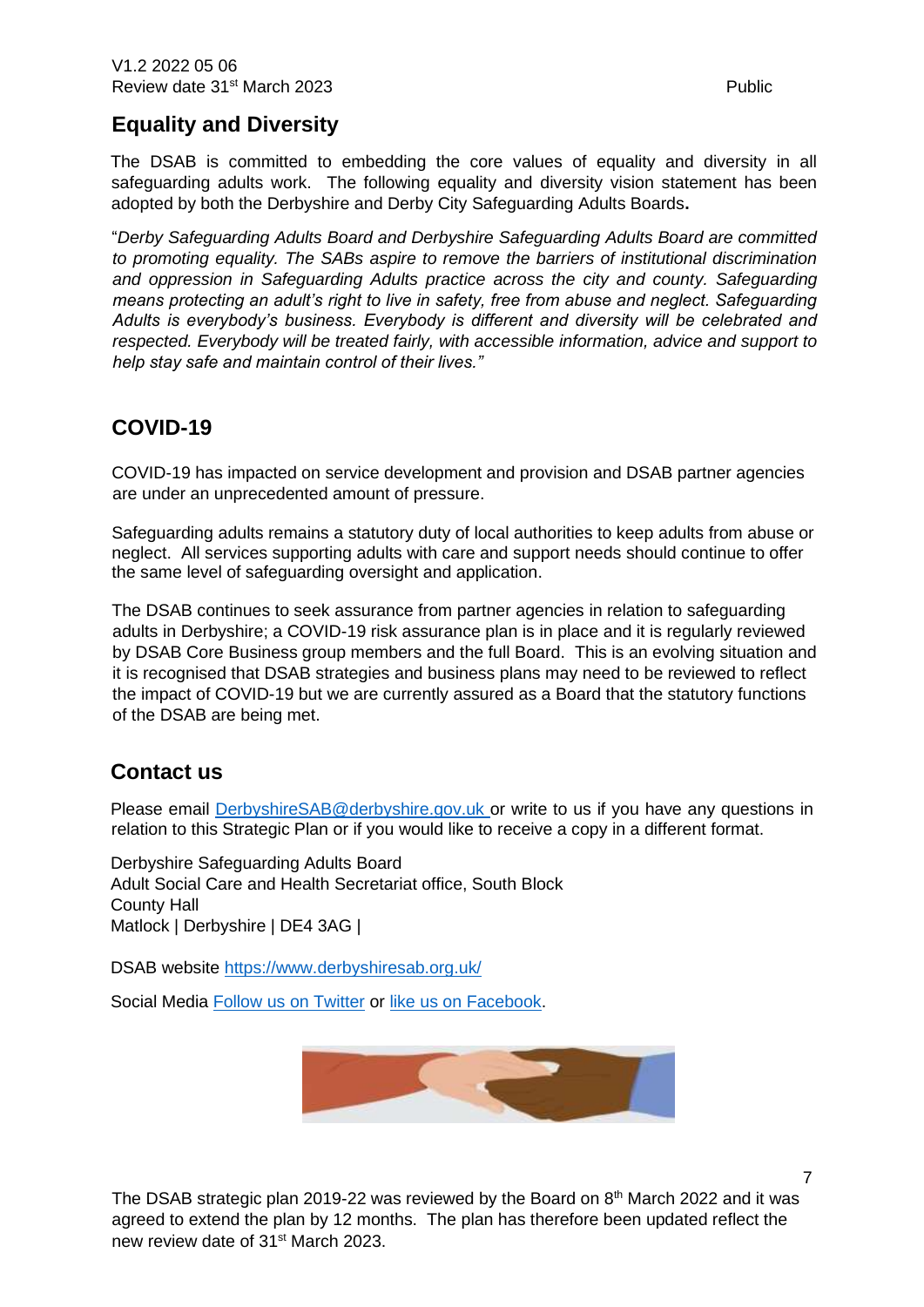V1.2 2022 05 06
Review date 31st March 2023 Public

## Equality and Diversity

The DSAB is committed to embedding the core values of equality and diversity in all safeguarding adults work. The following equality and diversity vision statement has been adopted by both the Derbyshire and Derby City Safeguarding Adults Boards.

"*Derby Safeguarding Adults Board and Derbyshire Safeguarding Adults Board are committed to promoting equality. The SABs aspire to remove the barriers of institutional discrimination and oppression in Safeguarding Adults practice across the city and county. Safeguarding means protecting an adult's right to live in safety, free from abuse and neglect. Safeguarding Adults is everybody's business. Everybody is different and diversity will be celebrated and respected. Everybody will be treated fairly, with accessible information, advice and support to help stay safe and maintain control of their lives.*"

## COVID-19

COVID-19 has impacted on service development and provision and DSAB partner agencies are under an unprecedented amount of pressure.

Safeguarding adults remains a statutory duty of local authorities to keep adults from abuse or neglect. All services supporting adults with care and support needs should continue to offer the same level of safeguarding oversight and application.

The DSAB continues to seek assurance from partner agencies in relation to safeguarding adults in Derbyshire; a COVID-19 risk assurance plan is in place and it is regularly reviewed by DSAB Core Business group members and the full Board. This is an evolving situation and it is recognised that DSAB strategies and business plans may need to be reviewed to reflect the impact of COVID-19 but we are currently assured as a Board that the statutory functions of the DSAB are being met.

## Contact us

Please email DerbyshireSAB@derbyshire.gov.uk or write to us if you have any questions in relation to this Strategic Plan or if you would like to receive a copy in a different format.

Derbyshire Safeguarding Adults Board
Adult Social Care and Health Secretariat office, South Block
County Hall
Matlock | Derbyshire | DE4 3AG |

DSAB website https://www.derbyshiresab.org.uk/

Social Media Follow us on Twitter or like us on Facebook.

The DSAB strategic plan 2019-22 was reviewed by the Board on 8th March 2022 and it was agreed to extend the plan by 12 months. The plan has therefore been updated reflect the new review date of 31st March 2023.